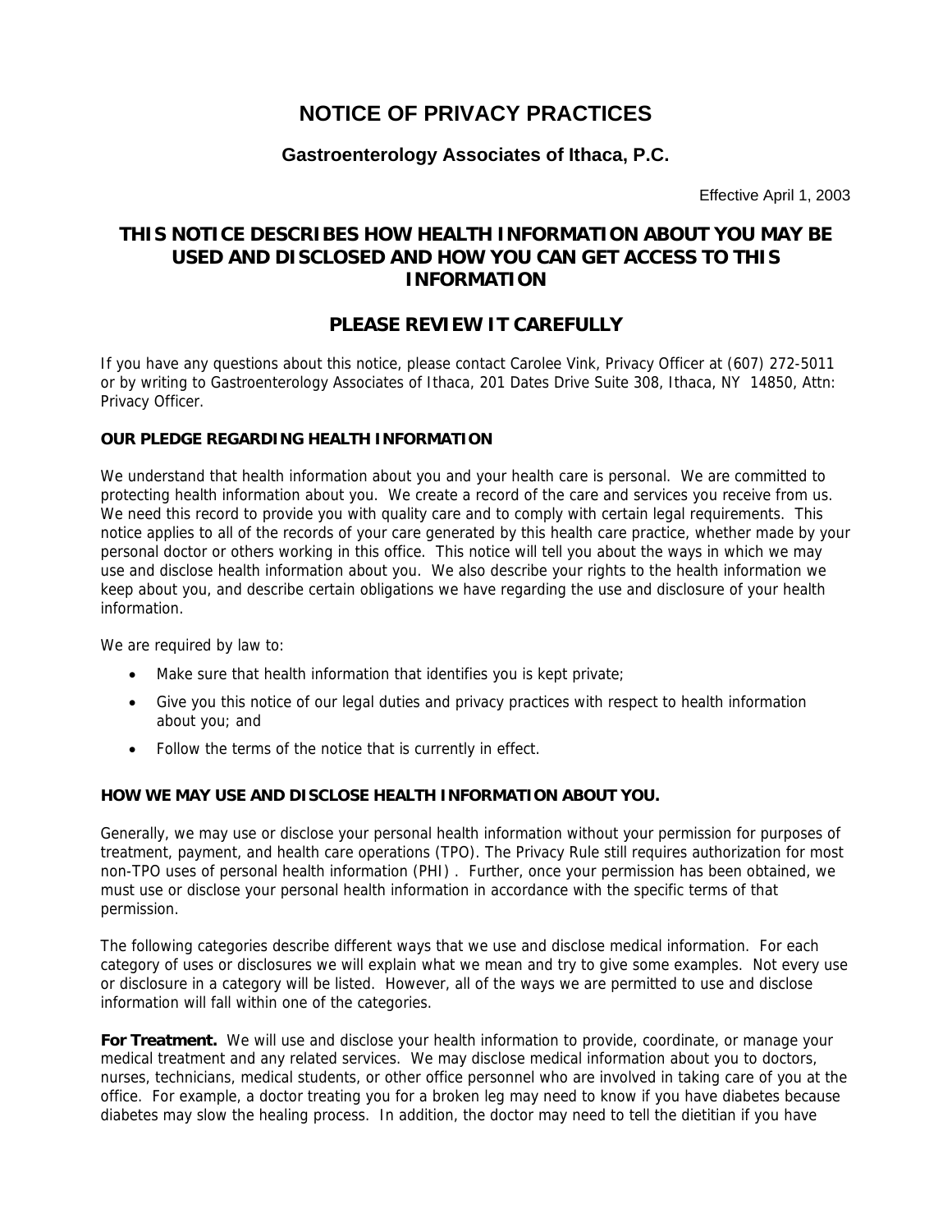# NOTICE OF PRIVACY PRACTICES

## Gastroenterology Associates of Ithaca, P.C.

Effective April 1, 2003

## THIS NOTICE DESCRIBES HOW HEALTH INFORMATION ABOUT YOU MAY BE USED AND DISCLOSED AND HOW YOU CAN GET ACCESS TO THIS INFORMATION

## PLEASE REVIEW IT CAREFULLY

If you have any questions about this notice, please contact Carolee Vink, Privacy Officer at (607) 272-5011 or by writing to Gastroenterology Associates of Ithaca, 201 Dates Drive Suite 308, Ithaca, NY 14850, Attn: Privacy Officer.

### OUR PLEDGE REGARDING HEALTH INFORMATION

We understand that health information about you and your health care is personal. We are committed to protecting health information about you. We create a record of the care and services you receive from us. We need this record to provide you with quality care and to comply with certain legal requirements. This notice applies to all of the records of your care generated by this health care practice, whether made by your personal doctor or others working in this office. This notice will tell you about the ways in which we may use and disclose health information about you. We also describe your rights to the health information we keep about you, and describe certain obligations we have regarding the use and disclosure of your health information.

We are required by law to:

- Make sure that health information that identifies you is kept private;
- Give you this notice of our legal duties and privacy practices with respect to health information about you; and
- Follow the terms of the notice that is currently in effect.

### HOW WE MAY USE AND DISCLOSE HEALTH INFORMATION ABOUT YOU.

Generally, we may use or disclose your personal health information without your permission for purposes of treatment, payment, and health care operations (TPO). The Privacy Rule still requires authorization for most non-TPO uses of personal health information (PHI) . Further, once your permission has been obtained, we must use or disclose your personal health information in accordance with the specific terms of that permission.

The following categories describe different ways that we use and disclose medical information. For each category of uses or disclosures we will explain what we mean and try to give some examples. Not every use or disclosure in a category will be listed. However, all of the ways we are permitted to use and disclose information will fall within one of the categories.

**For Treatment.** We will use and disclose your health information to provide, coordinate, or manage your medical treatment and any related services. We may disclose medical information about you to doctors, nurses, technicians, medical students, or other office personnel who are involved in taking care of you at the office. For example, a doctor treating you for a broken leg may need to know if you have diabetes because diabetes may slow the healing process. In addition, the doctor may need to tell the dietitian if you have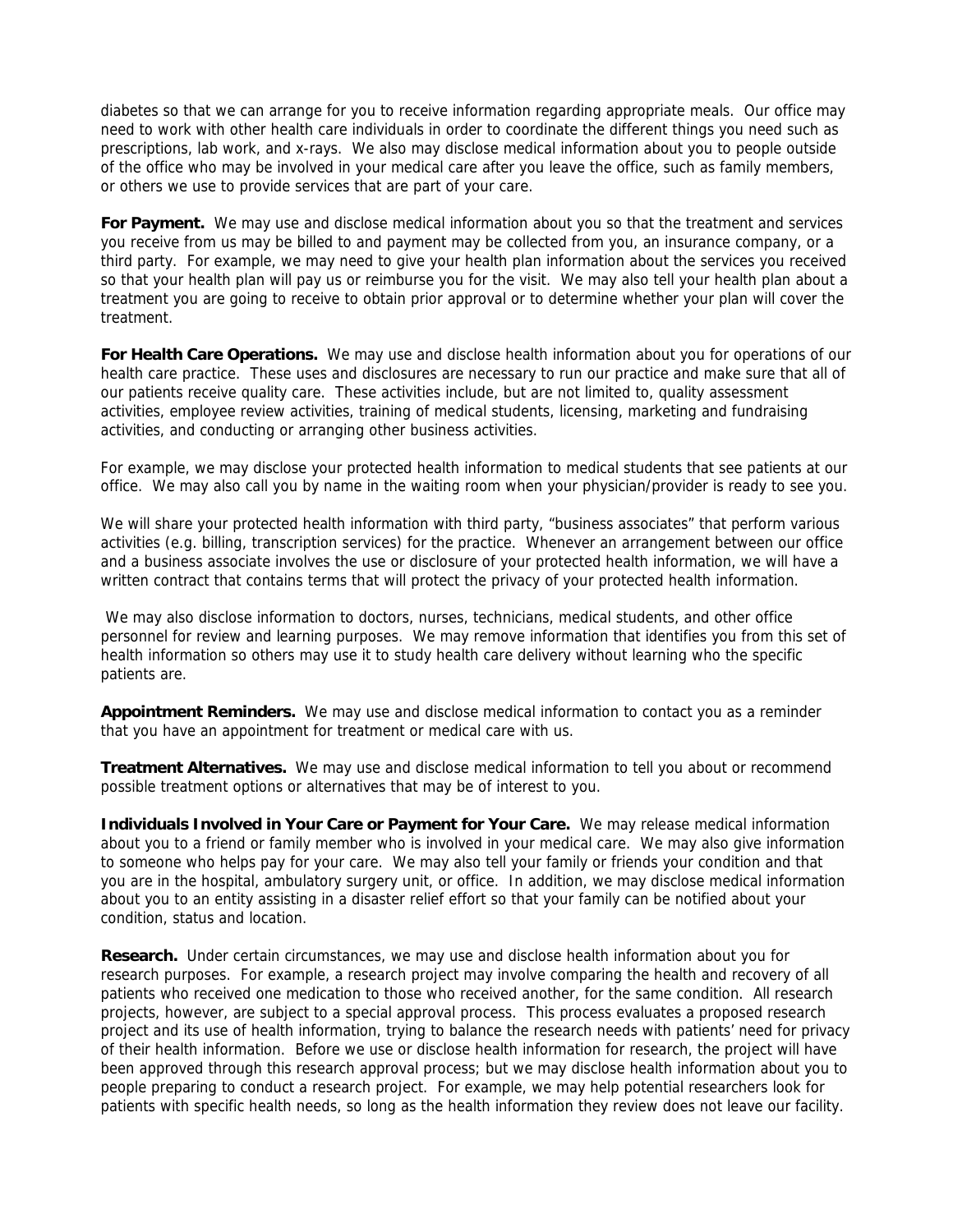diabetes so that we can arrange for you to receive information regarding appropriate meals. Our office may need to work with other health care individuals in order to coordinate the different things you need such as prescriptions, lab work, and x-rays. We also may disclose medical information about you to people outside of the office who may be involved in your medical care after you leave the office, such as family members, or others we use to provide services that are part of your care.

**For Payment.** We may use and disclose medical information about you so that the treatment and services you receive from us may be billed to and payment may be collected from you, an insurance company, or a third party. For example, we may need to give your health plan information about the services you received so that your health plan will pay us or reimburse you for the visit. We may also tell your health plan about a treatment you are going to receive to obtain prior approval or to determine whether your plan will cover the treatment.

**For Health Care Operations.** We may use and disclose health information about you for operations of our health care practice. These uses and disclosures are necessary to run our practice and make sure that all of our patients receive quality care. These activities include, but are not limited to, quality assessment activities, employee review activities, training of medical students, licensing, marketing and fundraising activities, and conducting or arranging other business activities.

For example, we may disclose your protected health information to medical students that see patients at our office. We may also call you by name in the waiting room when your physician/provider is ready to see you.

We will share your protected health information with third party, "business associates" that perform various activities (e.g. billing, transcription services) for the practice. Whenever an arrangement between our office and a business associate involves the use or disclosure of your protected health information, we will have a written contract that contains terms that will protect the privacy of your protected health information.

We may also disclose information to doctors, nurses, technicians, medical students, and other office personnel for review and learning purposes. We may remove information that identifies you from this set of health information so others may use it to study health care delivery without learning who the specific patients are.

**Appointment Reminders.** We may use and disclose medical information to contact you as a reminder that you have an appointment for treatment or medical care with us.

**Treatment Alternatives.** We may use and disclose medical information to tell you about or recommend possible treatment options or alternatives that may be of interest to you.

**Individuals Involved in Your Care or Payment for Your Care.** We may release medical information about you to a friend or family member who is involved in your medical care. We may also give information to someone who helps pay for your care. We may also tell your family or friends your condition and that you are in the hospital, ambulatory surgery unit, or office. In addition, we may disclose medical information about you to an entity assisting in a disaster relief effort so that your family can be notified about your condition, status and location.

**Research.** Under certain circumstances, we may use and disclose health information about you for research purposes. For example, a research project may involve comparing the health and recovery of all patients who received one medication to those who received another, for the same condition. All research projects, however, are subject to a special approval process. This process evaluates a proposed research project and its use of health information, trying to balance the research needs with patients' need for privacy of their health information. Before we use or disclose health information for research, the project will have been approved through this research approval process; but we may disclose health information about you to people preparing to conduct a research project. For example, we may help potential researchers look for patients with specific health needs, so long as the health information they review does not leave our facility.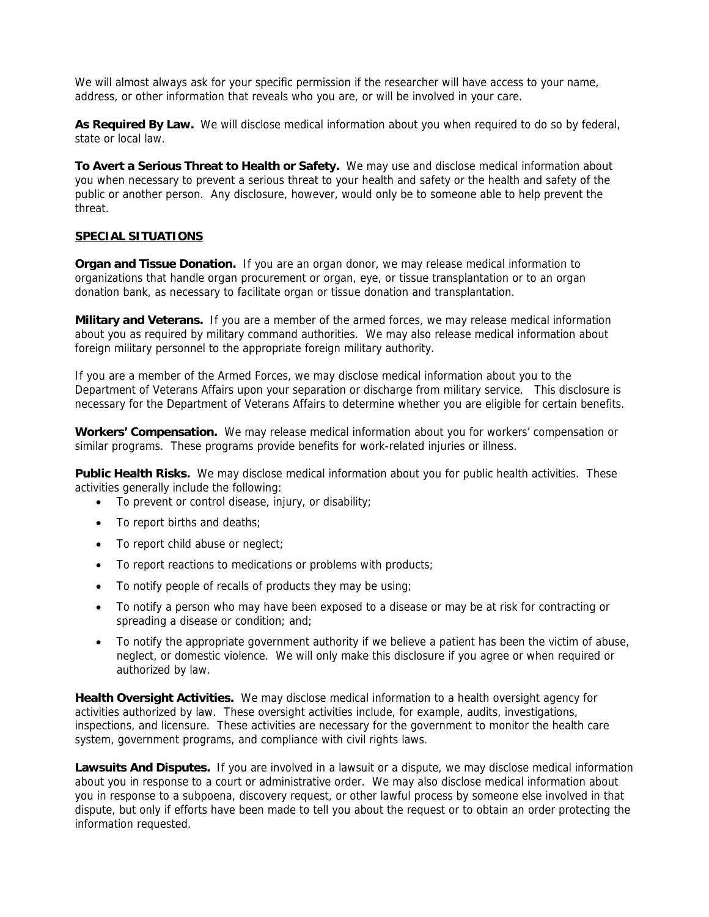We will almost always ask for your specific permission if the researcher will have access to your name, address, or other information that reveals who you are, or will be involved in your care.

**As Required By Law.** We will disclose medical information about you when required to do so by federal, state or local law.

**To Avert a Serious Threat to Health or Safety.** We may use and disclose medical information about you when necessary to prevent a serious threat to your health and safety or the health and safety of the public or another person. Any disclosure, however, would only be to someone able to help prevent the threat.

**SPECIAL SITUATIONS**

**Organ and Tissue Donation.** If you are an organ donor, we may release medical information to organizations that handle organ procurement or organ, eye, or tissue transplantation or to an organ donation bank, as necessary to facilitate organ or tissue donation and transplantation.

**Military and Veterans.** If you are a member of the armed forces, we may release medical information about you as required by military command authorities. We may also release medical information about foreign military personnel to the appropriate foreign military authority.

If you are a member of the Armed Forces, we may disclose medical information about you to the Department of Veterans Affairs upon your separation or discharge from military service. This disclosure is necessary for the Department of Veterans Affairs to determine whether you are eligible for certain benefits.

**Workers' Compensation.** We may release medical information about you for workers' compensation or similar programs. These programs provide benefits for work-related injuries or illness.

**Public Health Risks.** We may disclose medical information about you for public health activities. These activities generally include the following:

- To prevent or control disease, injury, or disability;
- To report births and deaths;
- To report child abuse or neglect;
- To report reactions to medications or problems with products;
- To notify people of recalls of products they may be using;
- To notify a person who may have been exposed to a disease or may be at risk for contracting or spreading a disease or condition; and;
- To notify the appropriate government authority if we believe a patient has been the victim of abuse, neglect, or domestic violence. We will only make this disclosure if you agree or when required or authorized by law.

**Health Oversight Activities.** We may disclose medical information to a health oversight agency for activities authorized by law. These oversight activities include, for example, audits, investigations, inspections, and licensure. These activities are necessary for the government to monitor the health care system, government programs, and compliance with civil rights laws.

**Lawsuits And Disputes.** If you are involved in a lawsuit or a dispute, we may disclose medical information about you in response to a court or administrative order. We may also disclose medical information about you in response to a subpoena, discovery request, or other lawful process by someone else involved in that dispute, but only if efforts have been made to tell you about the request or to obtain an order protecting the information requested.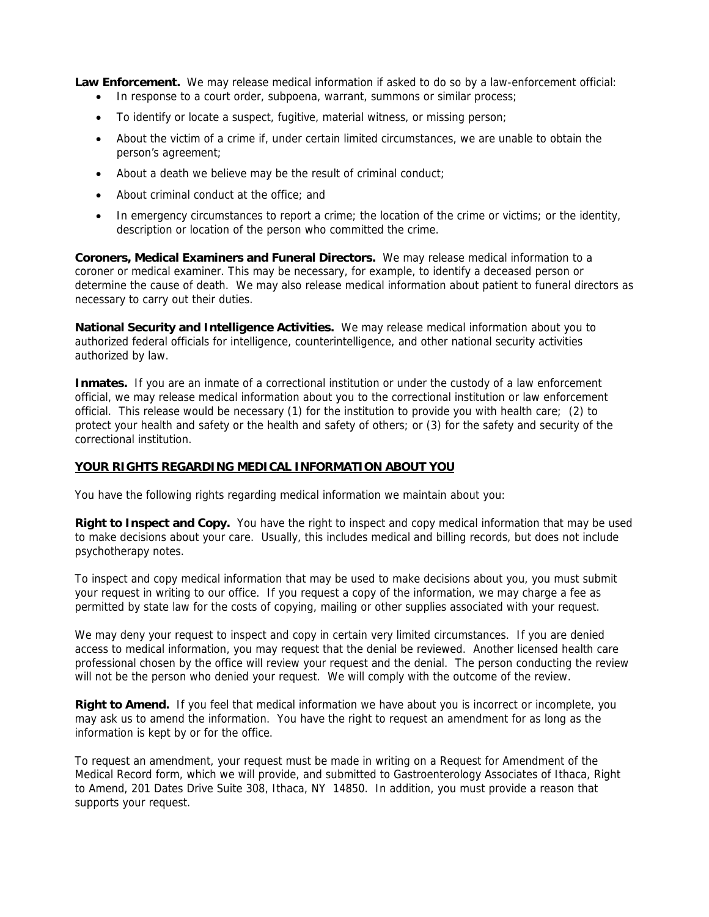**Law Enforcement.** We may release medical information if asked to do so by a law-enforcement official:

- In response to a court order, subpoena, warrant, summons or similar process;
- To identify or locate a suspect, fugitive, material witness, or missing person;
- About the victim of a crime if, under certain limited circumstances, we are unable to obtain the person's agreement;
- About a death we believe may be the result of criminal conduct;
- About criminal conduct at the office; and
- In emergency circumstances to report a crime; the location of the crime or victims; or the identity, description or location of the person who committed the crime.

**Coroners, Medical Examiners and Funeral Directors.** We may release medical information to a coroner or medical examiner. This may be necessary, for example, to identify a deceased person or determine the cause of death. We may also release medical information about patient to funeral directors as necessary to carry out their duties.

**National Security and Intelligence Activities.** We may release medical information about you to authorized federal officials for intelligence, counterintelligence, and other national security activities authorized by law.

**Inmates.** If you are an inmate of a correctional institution or under the custody of a law enforcement official, we may release medical information about you to the correctional institution or law enforcement official. This release would be necessary (1) for the institution to provide you with health care; (2) to protect your health and safety or the health and safety of others; or (3) for the safety and security of the correctional institution.

## YOUR RIGHTS REGARDING MEDICAL INFORMATION ABOUT YOU

You have the following rights regarding medical information we maintain about you:

**Right to Inspect and Copy.** You have the right to inspect and copy medical information that may be used to make decisions about your care. Usually, this includes medical and billing records, but does not include psychotherapy notes.

To inspect and copy medical information that may be used to make decisions about you, you must submit your request in writing to our office. If you request a copy of the information, we may charge a fee as permitted by state law for the costs of copying, mailing or other supplies associated with your request.

We may deny your request to inspect and copy in certain very limited circumstances. If you are denied access to medical information, you may request that the denial be reviewed. Another licensed health care professional chosen by the office will review your request and the denial. The person conducting the review will not be the person who denied your request. We will comply with the outcome of the review.

**Right to Amend.** If you feel that medical information we have about you is incorrect or incomplete, you may ask us to amend the information. You have the right to request an amendment for as long as the information is kept by or for the office.

To request an amendment, your request must be made in writing on a Request for Amendment of the Medical Record form, which we will provide, and submitted to Gastroenterology Associates of Ithaca, Right to Amend, 201 Dates Drive Suite 308, Ithaca, NY 14850. In addition, you must provide a reason that supports your request.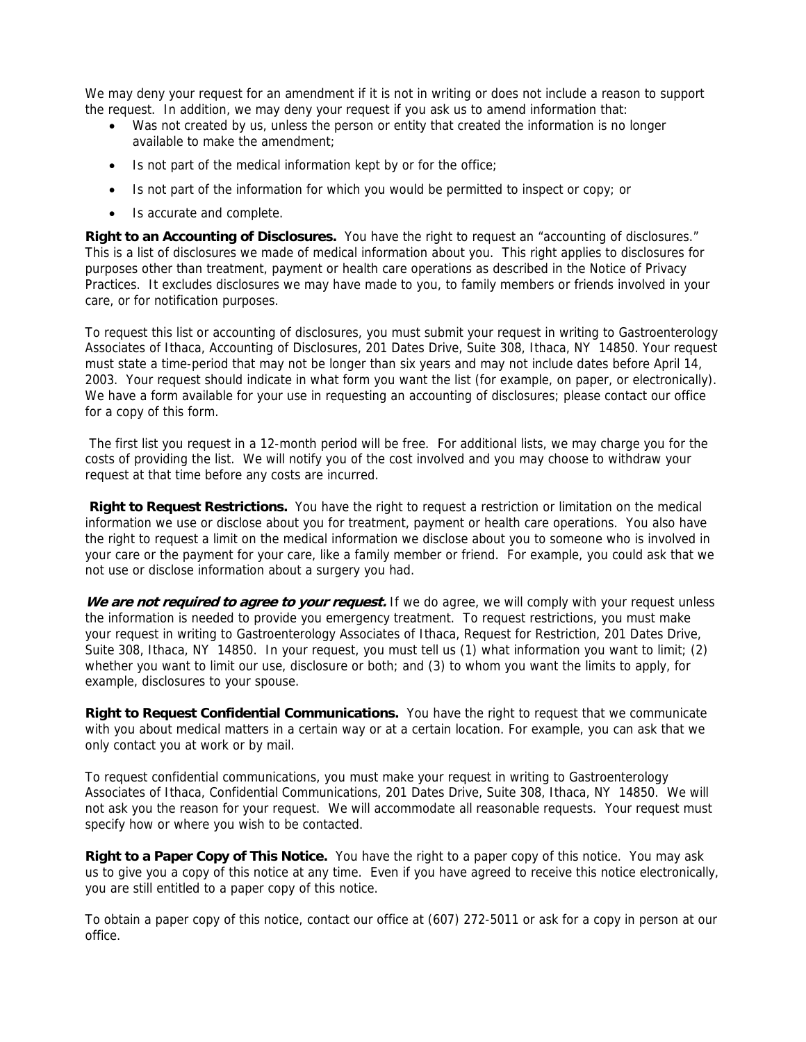We may deny your request for an amendment if it is not in writing or does not include a reason to support the request. In addition, we may deny your request if you ask us to amend information that:

- Was not created by us, unless the person or entity that created the information is no longer available to make the amendment;
- Is not part of the medical information kept by or for the office;
- Is not part of the information for which you would be permitted to inspect or copy; or
- Is accurate and complete.

**Right to an Accounting of Disclosures.** You have the right to request an "accounting of disclosures." This is a list of disclosures we made of medical information about you. This right applies to disclosures for purposes other than treatment, payment or health care operations as described in the Notice of Privacy Practices. It excludes disclosures we may have made to you, to family members or friends involved in your care, or for notification purposes.

To request this list or accounting of disclosures, you must submit your request in writing to Gastroenterology Associates of Ithaca, Accounting of Disclosures, 201 Dates Drive, Suite 308, Ithaca, NY 14850. Your request must state a time-period that may not be longer than six years and may not include dates before April 14, 2003. Your request should indicate in what form you want the list (for example, on paper, or electronically). We have a form available for your use in requesting an accounting of disclosures; please contact our office for a copy of this form.

The first list you request in a 12-month period will be free. For additional lists, we may charge you for the costs of providing the list. We will notify you of the cost involved and you may choose to withdraw your request at that time before any costs are incurred.

**Right to Request Restrictions.** You have the right to request a restriction or limitation on the medical information we use or disclose about you for treatment, payment or health care operations. You also have the right to request a limit on the medical information we disclose about you to someone who is involved in your care or the payment for your care, like a family member or friend. For example, you could ask that we not use or disclose information about a surgery you had.

***We are not required to agree to your request.*** If we do agree, we will comply with your request unless the information is needed to provide you emergency treatment. To request restrictions, you must make your request in writing to Gastroenterology Associates of Ithaca, Request for Restriction, 201 Dates Drive, Suite 308, Ithaca, NY 14850. In your request, you must tell us (1) what information you want to limit; (2) whether you want to limit our use, disclosure or both; and (3) to whom you want the limits to apply, for example, disclosures to your spouse.

**Right to Request Confidential Communications.** You have the right to request that we communicate with you about medical matters in a certain way or at a certain location. For example, you can ask that we only contact you at work or by mail.

To request confidential communications, you must make your request in writing to Gastroenterology Associates of Ithaca, Confidential Communications, 201 Dates Drive, Suite 308, Ithaca, NY 14850. We will not ask you the reason for your request. We will accommodate all reasonable requests. Your request must specify how or where you wish to be contacted.

**Right to a Paper Copy of This Notice.** You have the right to a paper copy of this notice. You may ask us to give you a copy of this notice at any time. Even if you have agreed to receive this notice electronically, you are still entitled to a paper copy of this notice.

To obtain a paper copy of this notice, contact our office at (607) 272-5011 or ask for a copy in person at our office.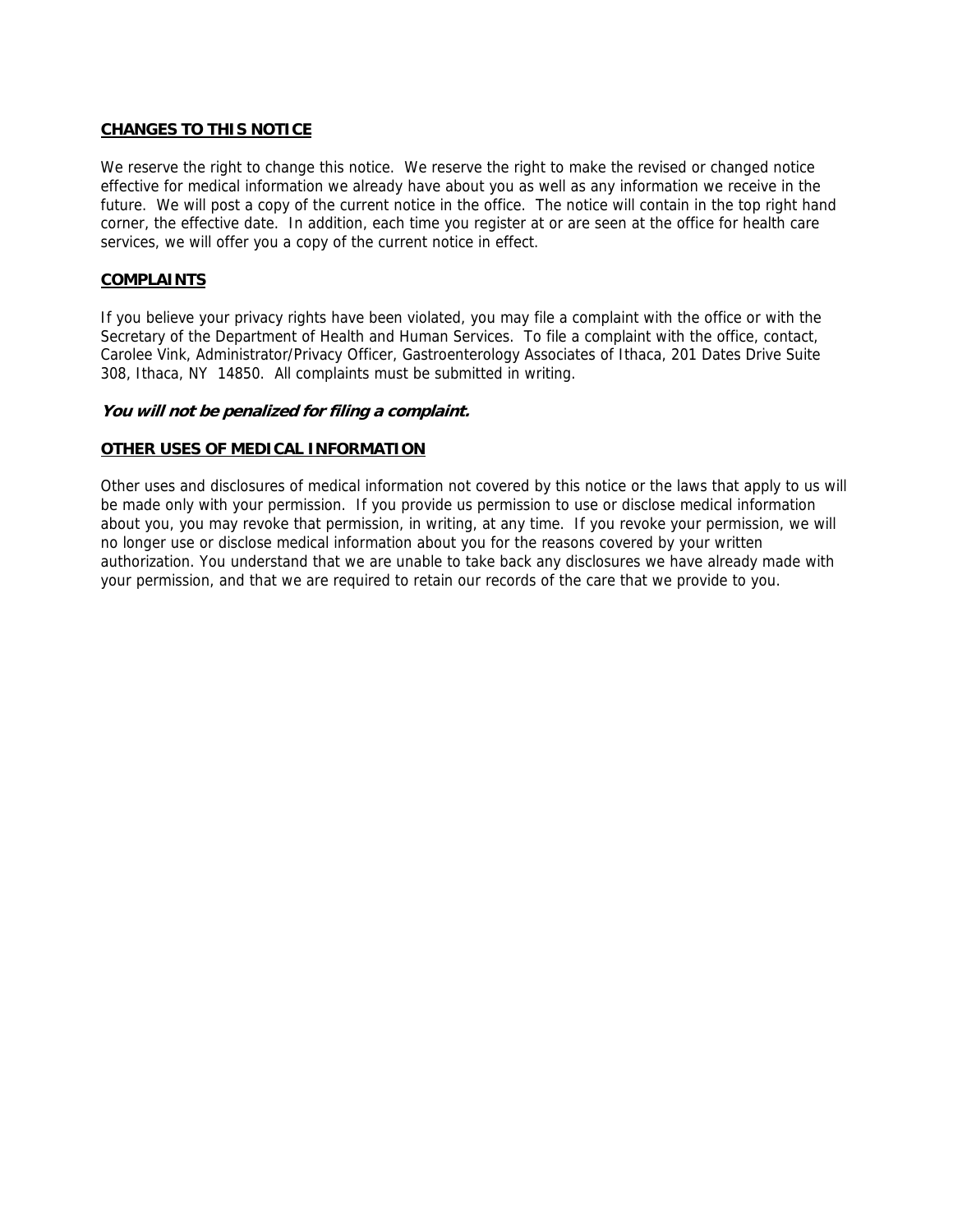## CHANGES TO THIS NOTICE

We reserve the right to change this notice. We reserve the right to make the revised or changed notice effective for medical information we already have about you as well as any information we receive in the future. We will post a copy of the current notice in the office. The notice will contain in the top right hand corner, the effective date. In addition, each time you register at or are seen at the office for health care services, we will offer you a copy of the current notice in effect.

## COMPLAINTS

If you believe your privacy rights have been violated, you may file a complaint with the office or with the Secretary of the Department of Health and Human Services. To file a complaint with the office, contact, Carolee Vink, Administrator/Privacy Officer, Gastroenterology Associates of Ithaca, 201 Dates Drive Suite 308, Ithaca, NY 14850. All complaints must be submitted in writing.

***You will not be penalized for filing a complaint.***

## OTHER USES OF MEDICAL INFORMATION

Other uses and disclosures of medical information not covered by this notice or the laws that apply to us will be made only with your permission. If you provide us permission to use or disclose medical information about you, you may revoke that permission, in writing, at any time. If you revoke your permission, we will no longer use or disclose medical information about you for the reasons covered by your written authorization. You understand that we are unable to take back any disclosures we have already made with your permission, and that we are required to retain our records of the care that we provide to you.